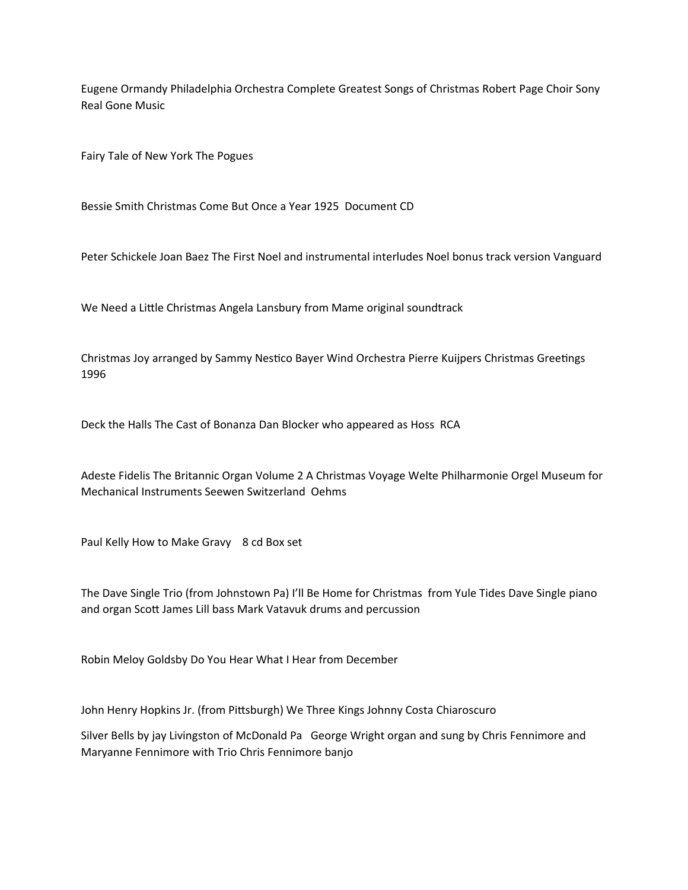Eugene Ormandy Philadelphia Orchestra Complete Greatest Songs of Christmas Robert Page Choir Sony Real Gone Music

Fairy Tale of New York The Pogues

Bessie Smith Christmas Come But Once a Year 1925 Document CD

Peter Schickele Joan Baez The First Noel and instrumental interludes Noel bonus track version Vanguard

We Need a Little Christmas Angela Lansbury from Mame original soundtrack

Christmas Joy arranged by Sammy Nestico Bayer Wind Orchestra Pierre Kuijpers Christmas Greetings 1996

Deck the Halls The Cast of Bonanza Dan Blocker who appeared as Hoss RCA

Adeste Fidelis The Britannic Organ Volume 2 A Christmas Voyage Welte Philharmonie Orgel Museum for Mechanical Instruments Seewen Switzerland Oehms

Paul Kelly How to Make Gravy 8 cd Box set

The Dave Single Trio (from Johnstown Pa) I'll Be Home for Christmas from Yule Tides Dave Single piano and organ Scott James Lill bass Mark Vatavuk drums and percussion

Robin Meloy Goldsby Do You Hear What I Hear from December

John Henry Hopkins Jr. (from Pittsburgh) We Three Kings Johnny Costa Chiaroscuro

Silver Bells by jay Livingston of McDonald Pa George Wright organ and sung by Chris Fennimore and Maryanne Fennimore with Trio Chris Fennimore banjo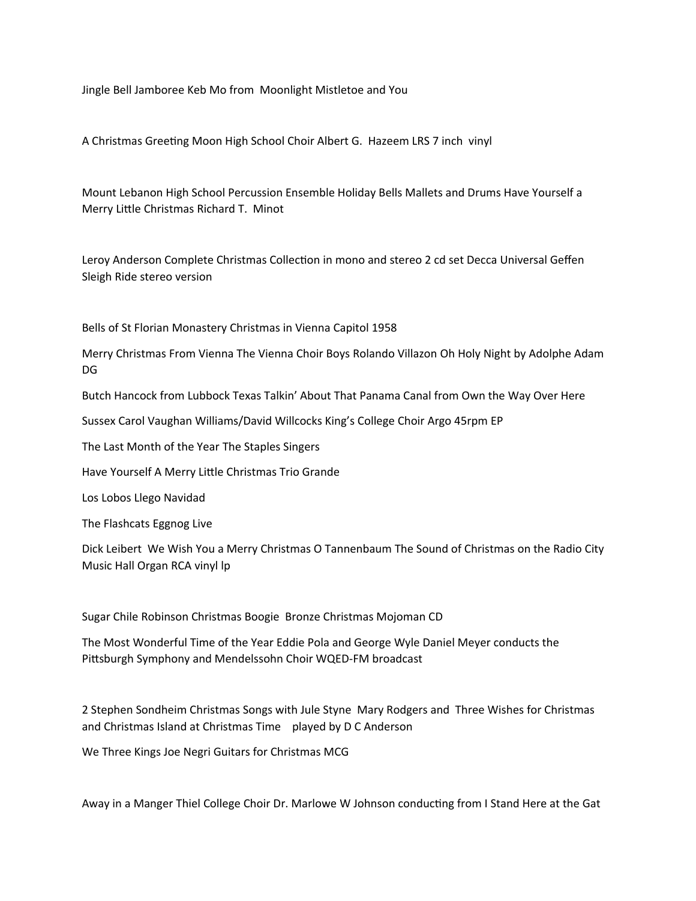Jingle Bell Jamboree Keb Mo from  Moonlight Mistletoe and You

A Christmas Greeting Moon High School Choir Albert G.  Hazeem LRS 7 inch  vinyl

Mount Lebanon High School Percussion Ensemble Holiday Bells Mallets and Drums Have Yourself a Merry Little Christmas Richard T.  Minot

Leroy Anderson Complete Christmas Collection in mono and stereo 2 cd set Decca Universal Geffen Sleigh Ride stereo version

Bells of St Florian Monastery Christmas in Vienna Capitol 1958

Merry Christmas From Vienna The Vienna Choir Boys Rolando Villazon Oh Holy Night by Adolphe Adam DG

Butch Hancock from Lubbock Texas Talkin' About That Panama Canal from Own the Way Over Here

Sussex Carol Vaughan Williams/David Willcocks King's College Choir Argo 45rpm EP

The Last Month of the Year The Staples Singers

Have Yourself A Merry Little Christmas Trio Grande

Los Lobos Llego Navidad

The Flashcats Eggnog Live

Dick Leibert  We Wish You a Merry Christmas O Tannenbaum The Sound of Christmas on the Radio City Music Hall Organ RCA vinyl lp

Sugar Chile Robinson Christmas Boogie  Bronze Christmas Mojoman CD

The Most Wonderful Time of the Year Eddie Pola and George Wyle Daniel Meyer conducts the Pittsburgh Symphony and Mendelssohn Choir WQED-FM broadcast

2 Stephen Sondheim Christmas Songs with Jule Styne  Mary Rodgers and  Three Wishes for Christmas and Christmas Island at Christmas Time    played by D C Anderson

We Three Kings Joe Negri Guitars for Christmas MCG

Away in a Manger Thiel College Choir Dr. Marlowe W Johnson conducting from I Stand Here at the Gat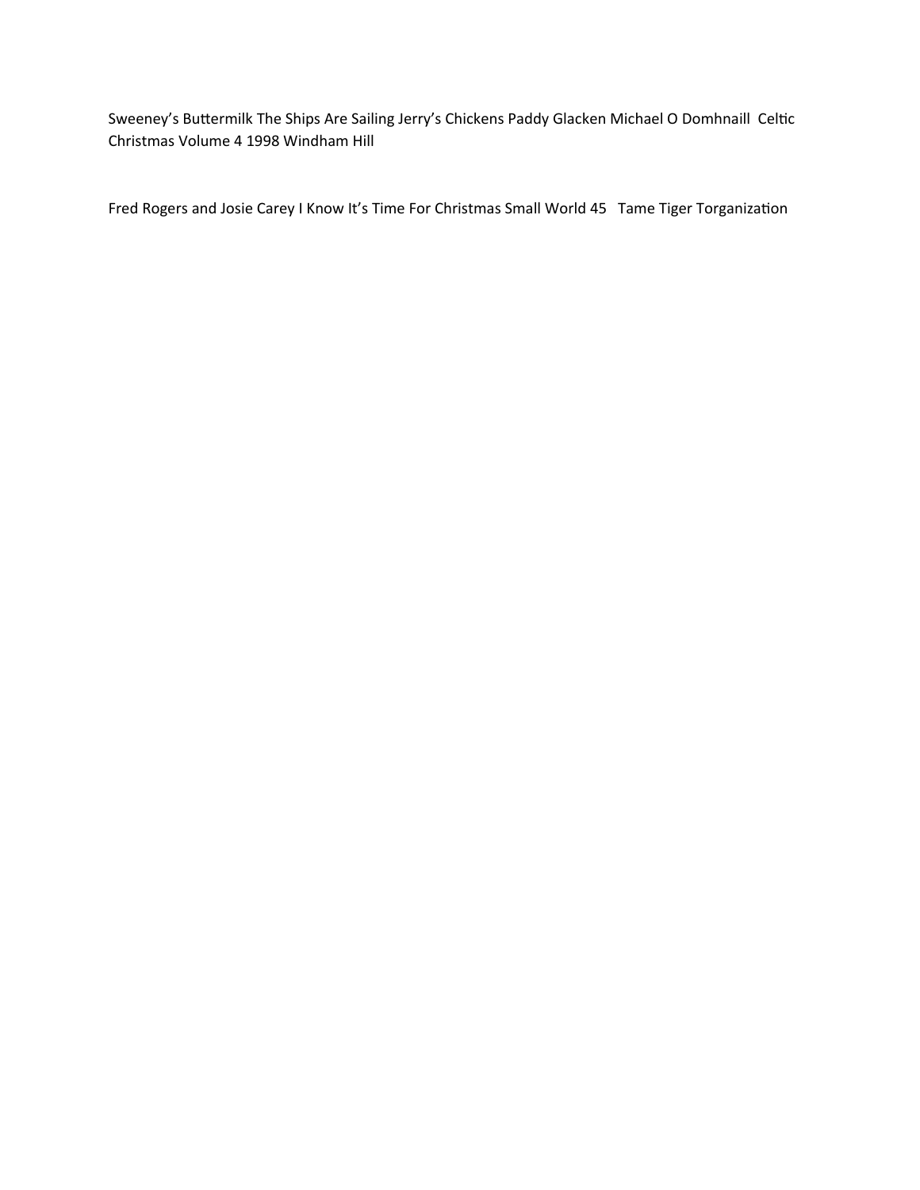Sweeney's Buttermilk The Ships Are Sailing Jerry's Chickens Paddy Glacken Michael O Domhnaill  Celtic Christmas Volume 4 1998 Windham Hill

Fred Rogers and Josie Carey I Know It's Time For Christmas Small World 45   Tame Tiger Torganization